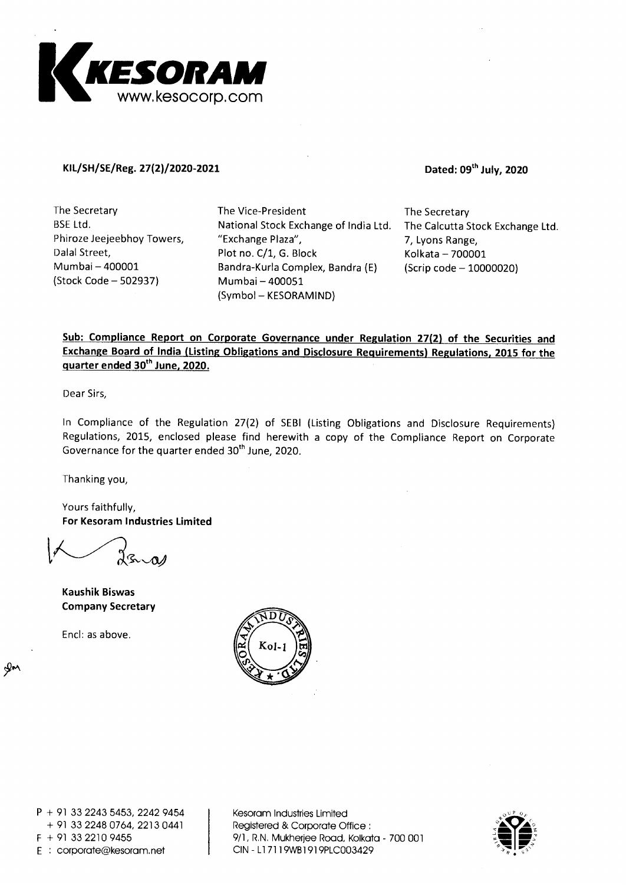**KESORAM**
www.kesocorp.com

**KIL/SH/SE/Reg. 27(2)/2020-2021** **Dated: 09th July, 2020**

The Secretary
BSE Ltd.
Phiroze Jeejeebhoy Towers,
Dalal Street,
Mumbai – 400001
(Stock Code – 502937)

The Vice-President
National Stock Exchange of India Ltd.
"Exchange Plaza",
Plot no. C/1, G. Block
Bandra-Kurla Complex, Bandra (E)
Mumbai – 400051
(Symbol – KESORAMIND)

The Secretary
The Calcutta Stock Exchange Ltd.
7, Lyons Range,
Kolkata – 700001
(Scrip code – 10000020)

**Sub: Compliance Report on Corporate Governance under Regulation 27(2) of the Securities and Exchange Board of India (Listing Obligations and Disclosure Requirements) Regulations, 2015 for the quarter ended 30th June, 2020.**

Dear Sirs,

In Compliance of the Regulation 27(2) of SEBI (Listing Obligations and Disclosure Requirements) Regulations, 2015, enclosed please find herewith a copy of the Compliance Report on Corporate Governance for the quarter ended 30th June, 2020.

Thanking you,

Yours faithfully,
**For Kesoram Industries Limited**

**Kaushik Biswas**
**Company Secretary**

Encl: as above.

P + 91 33 2243 5453, 2242 9454
+ 91 33 2248 0764, 2213 0441
F + 91 33 2210 9455
E : corporate@kesoram.net

Kesoram Industries Limited
Registered & Corporate Office :
9/1, R.N. Mukherjee Road, Kolkata - 700 001
CIN - L17119WB1919PLC003429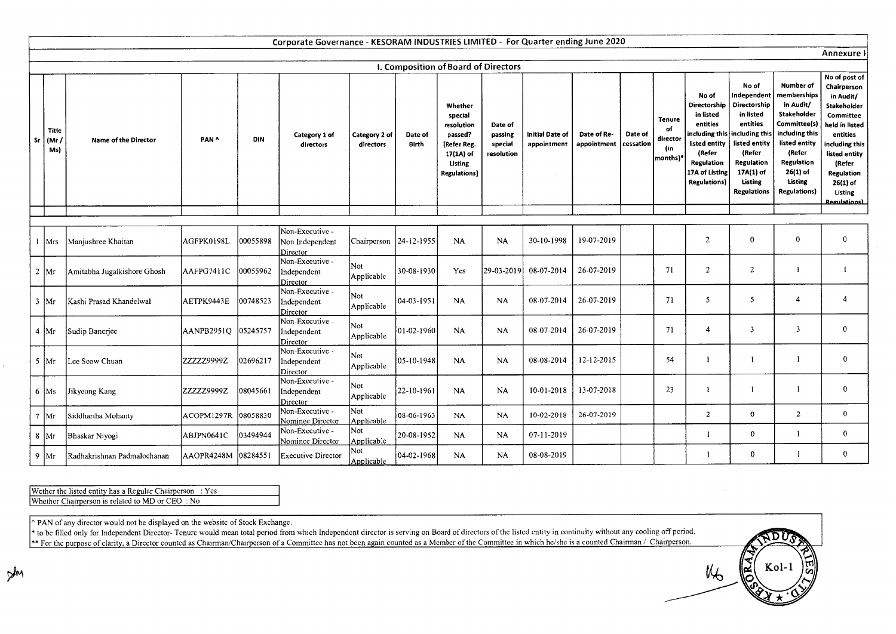## Corporate Governance - KESORAM INDUSTRIES LIMITED - For Quarter ending June 2020

**Annexure I**

### I. Composition of Board of Directors

| Sr | Title (Mr / Ms) | Name of the Director | PAN ^ | DIN | Category 1 of directors | Category 2 of directors | Date of Birth | Whether special resolution passed? [Refer Reg. 17(1A) of Listing Regulations] | Date of passing special resolution | Initial Date of appointment | Date of Re-appointment | Date of cessation | Tenure of director (in months)* | No of Directorship in listed entities including this listed entity (Refer Regulation 17A of Listing Regulations) | No of Independent Directorship in listed entities including this listed entity (Refer Regulation 17A(1) of Listing Regulations | Number of memberships in Audit/ Stakeholder Committee(s) including this listed entity (Refer Regulation 26(1) of Listing Regulations) | No of post of Chairperson in Audit/ Stakeholder Committee held in listed entities including this listed entity (Refer Regulation 26(1) of Listing Regulations) |
|---|---|---|---|---|---|---|---|---|---|---|---|---|---|---|---|---|---|
| 1 | Mrs | Manjushree Khaitan | AGFPK0198L | 00055898 | Non-Executive - Non Independent Director | Chairperson | 24-12-1955 | NA | NA | 30-10-1998 | 19-07-2019 | | | 2 | 0 | 0 | 0 |
| 2 | Mr | Amitabha Jugalkishore Ghosh | AAFPG7411C | 00055962 | Non-Executive - Independent Director | Not Applicable | 30-08-1930 | Yes | 29-03-2019 | 08-07-2014 | 26-07-2019 | | 71 | 2 | 2 | 1 | 1 |
| 3 | Mr | Kashi Prasad Khandelwal | AETPK9443E | 00748523 | Non-Executive - Independent Director | Not Applicable | 04-03-1951 | NA | NA | 08-07-2014 | 26-07-2019 | | 71 | 5 | 5 | 4 | 4 |
| 4 | Mr | Sudip Banerjee | AANPB2951Q | 05245757 | Non-Executive - Independent Director | Not Applicable | 01-02-1960 | NA | NA | 08-07-2014 | 26-07-2019 | | 71 | 4 | 3 | 3 | 0 |
| 5 | Mr | Lee Seow Chuan | ZZZZZ9999Z | 02696217 | Non-Executive - Independent Director | Not Applicable | 05-10-1948 | NA | NA | 08-08-2014 | 12-12-2015 | | 54 | 1 | 1 | 1 | 0 |
| 6 | Ms | Jikyeong Kang | ZZZZZ9999Z | 08045661 | Non-Executive - Independent Director | Not Applicable | 22-10-1961 | NA | NA | 10-01-2018 | 13-07-2018 | | 23 | 1 | 1 | 1 | 0 |
| 7 | Mr | Siddhartha Mohanty | ACOPM1297R | 08058830 | Non-Executive - Nominee Director | Not Applicable | 08-06-1963 | NA | NA | 10-02-2018 | 26-07-2019 | | | 2 | 0 | 2 | 0 |
| 8 | Mr | Bhaskar Niyogi | ABJPN0641C | 03494944 | Non-Executive - Nominee Director | Not Applicable | 20-08-1952 | NA | NA | 07-11-2019 | | | | 1 | 0 | 1 | 0 |
| 9 | Mr | Radhakrishnan Padmalochanan | AAOPR4248M | 08284551 | Executive Director | Not Applicable | 04-02-1968 | NA | NA | 08-08-2019 | | | | 1 | 0 | 1 | 0 |

| |
|---|
| Wether the listed entity has a Regular Chairperson : Yes |
| Whether Chairperson is related to MD or CEO : No |

^ PAN of any director would not be displayed on the website of Stock Exchange.
* to be filled only for Independent Director- Tenure would mean total period from which Independent director is serving on Board of directors of the listed entity in continuity without any cooling off period.
** For the purpose of clarity, a Director counted as Chairman/Chairperson of a Committee has not been again counted as a Member of the Committee in which he/she is a counted Chairman / Chairperson.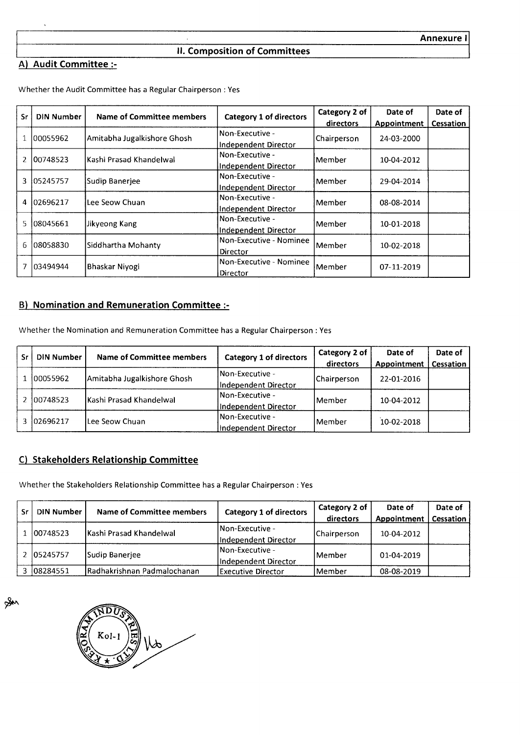**Annexure I**

## II. Composition of Committees

### A) Audit Committee :-

Whether the Audit Committee has a Regular Chairperson : Yes

| Sr | DIN Number | Name of Committee members | Category 1 of directors | Category 2 of directors | Date of Appointment | Date of Cessation |
|---|---|---|---|---|---|---|
| 1 | 00055962 | Amitabha Jugalkishore Ghosh | Non-Executive - Independent Director | Chairperson | 24-03-2000 | |
| 2 | 00748523 | Kashi Prasad Khandelwal | Non-Executive - Independent Director | Member | 10-04-2012 | |
| 3 | 05245757 | Sudip Banerjee | Non-Executive - Independent Director | Member | 29-04-2014 | |
| 4 | 02696217 | Lee Seow Chuan | Non-Executive - Independent Director | Member | 08-08-2014 | |
| 5 | 08045661 | Jikyeong Kang | Non-Executive - Independent Director | Member | 10-01-2018 | |
| 6 | 08058830 | Siddhartha Mohanty | Non-Executive - Nominee Director | Member | 10-02-2018 | |
| 7 | 03494944 | Bhaskar Niyogi | Non-Executive - Nominee Director | Member | 07-11-2019 | |

### B) Nomination and Remuneration Committee :-

Whether the Nomination and Remuneration Committee has a Regular Chairperson : Yes

| Sr | DIN Number | Name of Committee members | Category 1 of directors | Category 2 of directors | Date of Appointment | Date of Cessation |
|---|---|---|---|---|---|---|
| 1 | 00055962 | Amitabha Jugalkishore Ghosh | Non-Executive - Independent Director | Chairperson | 22-01-2016 | |
| 2 | 00748523 | Kashi Prasad Khandelwal | Non-Executive - Independent Director | Member | 10-04-2012 | |
| 3 | 02696217 | Lee Seow Chuan | Non-Executive - Independent Director | Member | 10-02-2018 | |

### C) Stakeholders Relationship Committee

Whether the Stakeholders Relationship Committee has a Regular Chairperson : Yes

| Sr | DIN Number | Name of Committee members | Category 1 of directors | Category 2 of directors | Date of Appointment | Date of Cessation |
|---|---|---|---|---|---|---|
| 1 | 00748523 | Kashi Prasad Khandelwal | Non-Executive - Independent Director | Chairperson | 10-04-2012 | |
| 2 | 05245757 | Sudip Banerjee | Non-Executive - Independent Director | Member | 01-04-2019 | |
| 3 | 08284551 | Radhakrishnan Padmalochanan | Executive Director | Member | 08-08-2019 | |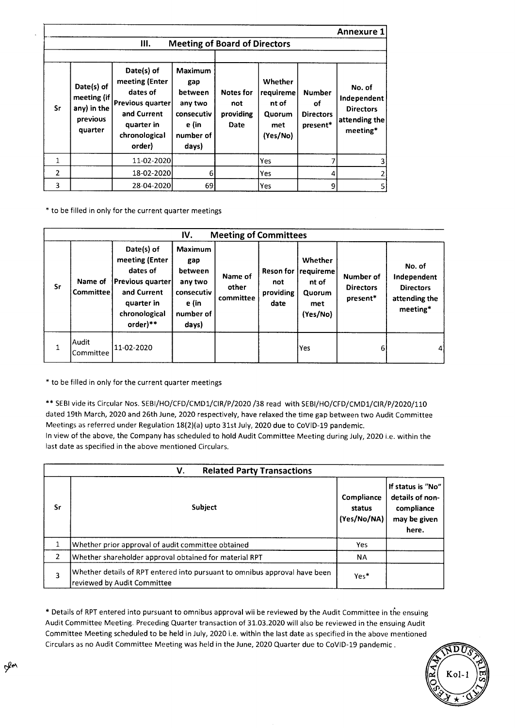**Annexure 1**

### III. Meeting of Board of Directors

| Sr | Date(s) of meeting (if any) in the previous quarter | Date(s) of meeting (Enter dates of Previous quarter and Current quarter in chronological order) | Maximum gap between any two consecutive (in number of days) | Notes for not providing Date | Whether requirement of Quorum met (Yes/No) | Number of Directors present* | No. of Independent Directors attending the meeting* |
|---|---|---|---|---|---|---|---|
| 1 | | 11-02-2020 | | | Yes | 7 | 3 |
| 2 | | 18-02-2020 | 6 | | Yes | 4 | 2 |
| 3 | | 28-04-2020 | 69 | | Yes | 9 | 5 |

* to be filled in only for the current quarter meetings

### IV. Meeting of Committees

| Sr | Name of Committee | Date(s) of meeting (Enter dates of Previous quarter and Current quarter in chronological order)** | Maximum gap between any two consecutive (in number of days) | Name of other committee | Reson for not providing date | Whether requirement of Quorum met (Yes/No) | Number of Directors present* | No. of Independent Directors attending the meeting* |
|---|---|---|---|---|---|---|---|---|
| 1 | Audit Committee | 11-02-2020 | | | | Yes | 6 | 4 |

* to be filled in only for the current quarter meetings

** SEBI vide its Circular Nos. SEBI/HO/CFD/CMD1/CIR/P/2020 /38 read with SEBI/HO/CFD/CMD1/CIR/P/2020/110 dated 19th March, 2020 and 26th June, 2020 respectively, have relaxed the time gap between two Audit Committee Meetings as referred under Regulation 18(2)(a) upto 31st July, 2020 due to CoVID-19 pandemic.
In view of the above, the Company has scheduled to hold Audit Committee Meeting during July, 2020 i.e. within the last date as specified in the above mentioned Circulars.

### V. Related Party Transactions

| Sr | Subject | Compliance status (Yes/No/NA) | If status is "No" details of non-compliance may be given here. |
|---|---|---|---|
| 1 | Whether prior approval of audit committee obtained | Yes | |
| 2 | Whether shareholder approval obtained for material RPT | NA | |
| 3 | Whether details of RPT entered into pursuant to omnibus approval have been reviewed by Audit Committee | Yes* | |

* Details of RPT entered into pursuant to omnibus approval wii be reviewed by the Audit Committee in the ensuing Audit Committee Meeting. Preceding Quarter transaction of 31.03.2020 will also be reviewed in the ensuing Audit Committee Meeting scheduled to be held in July, 2020 i.e. within the last date as specified in the above mentioned Circulars as no Audit Committee Meeting was held in the June, 2020 Quarter due to CoVID-19 pandemic.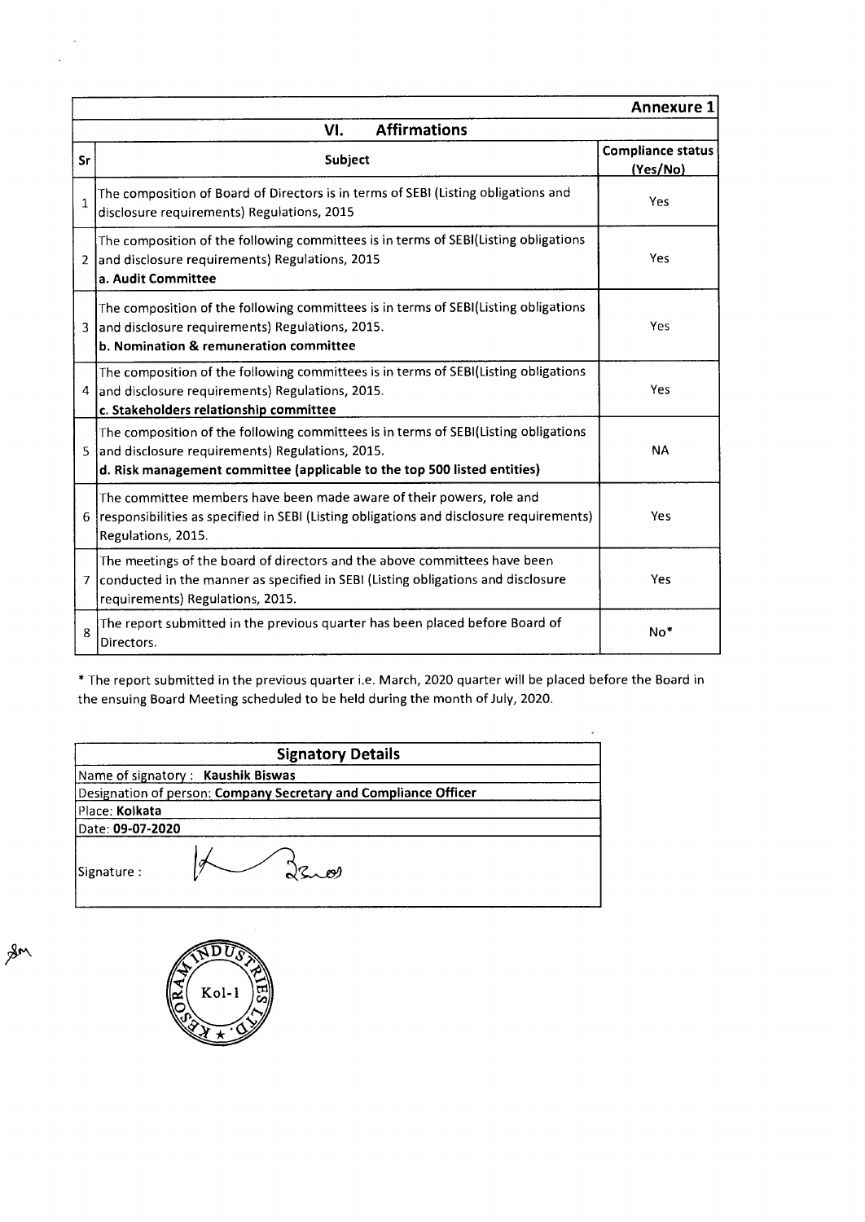**Annexure 1**

## VI. Affirmations

| Sr | Subject | Compliance status (Yes/No) |
|---|---|---|
| 1 | The composition of Board of Directors is in terms of SEBI (Listing obligations and disclosure requirements) Regulations, 2015 | Yes |
| 2 | The composition of the following committees is in terms of SEBI(Listing obligations and disclosure requirements) Regulations, 2015 **a. Audit Committee** | Yes |
| 3 | The composition of the following committees is in terms of SEBI(Listing obligations and disclosure requirements) Regulations, 2015. **b. Nomination & remuneration committee** | Yes |
| 4 | The composition of the following committees is in terms of SEBI(Listing obligations and disclosure requirements) Regulations, 2015. **c. Stakeholders relationship committee** | Yes |
| 5 | The composition of the following committees is in terms of SEBI(Listing obligations and disclosure requirements) Regulations, 2015. **d. Risk management committee (applicable to the top 500 listed entities)** | NA |
| 6 | The committee members have been made aware of their powers, role and responsibilities as specified in SEBI (Listing obligations and disclosure requirements) Regulations, 2015. | Yes |
| 7 | The meetings of the board of directors and the above committees have been conducted in the manner as specified in SEBI (Listing obligations and disclosure requirements) Regulations, 2015. | Yes |
| 8 | The report submitted in the previous quarter has been placed before Board of Directors. | No* |

* The report submitted in the previous quarter i.e. March, 2020 quarter will be placed before the Board in the ensuing Board Meeting scheduled to be held during the month of July, 2020.

| Signatory Details |
|---|
| Name of signatory : **Kaushik Biswas** |
| Designation of person: **Company Secretary and Compliance Officer** |
| Place: **Kolkata** |
| Date: **09-07-2020** |
| Signature : |

KESORAM INDUSTRIES LTD. Kol-1